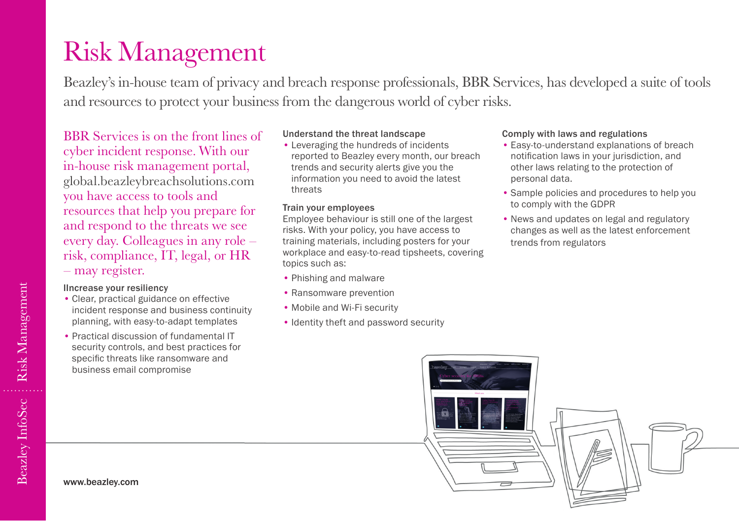# Risk Management

Beazley's in-house team of privacy and breach response professionals, BBR Services, has developed a suite of tools and resources to protect your business from the dangerous world of cyber risks.

BBR Services is on the front lines of cyber incident response. With our in-house risk management portal, global.beazleybreachsolutions.com you have access to tools and resources that help you prepare for and respond to the threats we see every day. Colleagues in any role – risk, compliance, IT, legal, or HR – may register.

### Ilncrease your resiliency

- Clear, practical guidance on effective incident response and business continuity planning, with easy-to-adapt templates
- Practical discussion of fundamental IT security controls, and best practices for specific threats like ransomware and business email compromise

### Understand the threat landscape

- Leveraging the hundreds of incidents reported to Beazley every month, our breach trends and security alerts give you the information you need to avoid the latest threats

### Train your employees

Employee behaviour is still one of the largest risks. With your policy, you have access to training materials, including posters for your workplace and easy-to-read tipsheets, covering topics such as:

- Phishing and malware
- Ransomware prevention
- Mobile and Wi-Fi security
- Identity theft and password security

### Comply with laws and regulations

- Easy-to-understand explanations of breach notification laws in your jurisdiction, and other laws relating to the protection of personal data.
- Sample policies and procedures to help you to comply with the GDPR
- News and updates on legal and regulatory changes as well as the latest enforcement trends from regulators

www.beazley.com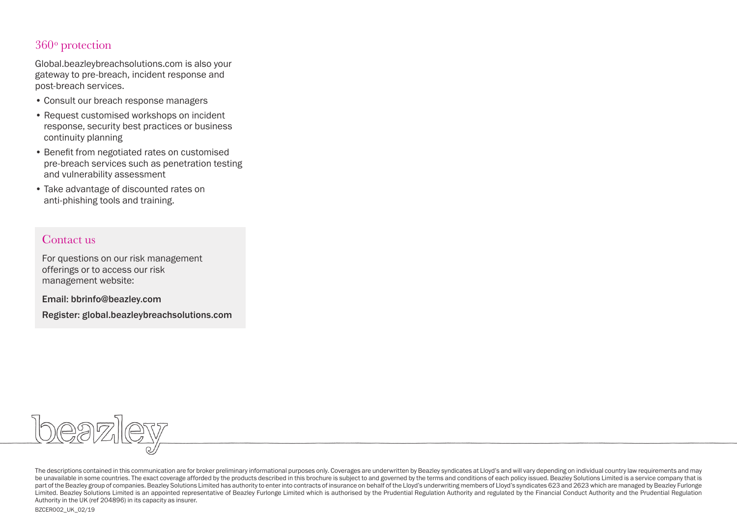## 360° protection

Global.beazleybreachsolutions.com is also your gateway to pre-breach, incident response and post-breach services.

- Consult our breach response managers
- Request customised workshops on incident response, security best practices or business continuity planning
- Benefit from negotiated rates on customised pre-breach services such as penetration testing and vulnerability assessment
- Take advantage of discounted rates on anti-phishing tools and training.

## Contact us

For questions on our risk management offerings or to access our risk management website:

**Email: bbrinfo@beazley.com**

**Register: global.beazleybreachsolutions.com**

beazley

The descriptions contained in this communication are for broker preliminary informational purposes only. Coverages are underwritten by Beazley syndicates at Lloyd's and will vary depending on individual country law requirements and may be unavailable in some countries. The exact coverage afforded by the products described in this brochure is subject to and governed by the terms and conditions of each policy issued. Beazley Solutions Limited is a service company that is part of the Beazley group of companies. Beazley Solutions Limited has authority to enter into contracts of insurance on behalf of the Lloyd's underwriting members of Lloyd's syndicates 623 and 2623 which are managed by Beazley Furlonge Limited. Beazley Solutions Limited is an appointed representative of Beazley Furlonge Limited which is authorised by the Prudential Regulation Authority and regulated by the Financial Conduct Authority and the Prudential Regulation Authority in the UK (ref 204896) in its capacity as insurer.

BZCER002_UK_02/19